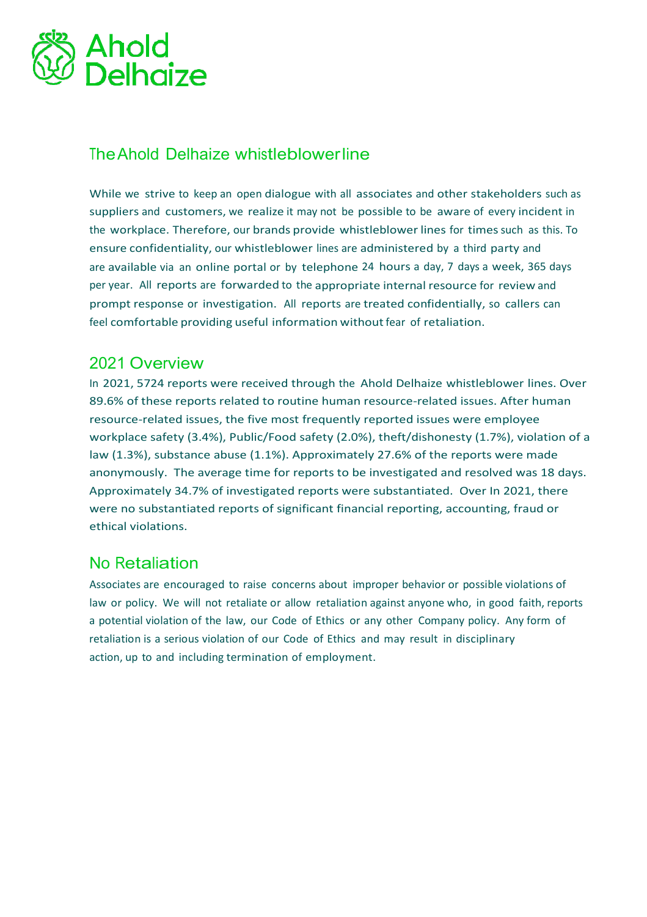# The Ahold Delhaize whistleblower line

While we strive to keep an open dialogue with all associates and other stakeholders such as suppliers and customers, we realize it may not be possible to be aware of every incident in the workplace. Therefore, our brands provide whistleblower lines for times such as this. To ensure confidentiality, our whistleblower lines are administered by a third party and are available via an online portal or by telephone 24 hours a day, 7 days a week, 365 days per year. All reports are forwarded to the appropriate internal resource for review and prompt response or investigation. All reports are treated confidentially, so callers can feel comfortable providing useful information without fear of retaliation.

## 2021 Overview

In 2021, 5724 reports were received through the Ahold Delhaize whistleblower lines. Over 89.6% of these reports related to routine human resource-related issues. After human resource-related issues, the five most frequently reported issues were employee workplace safety (3.4%), Public/Food safety (2.0%), theft/dishonesty (1.7%), violation of a law (1.3%), substance abuse (1.1%). Approximately 27.6% of the reports were made anonymously. The average time for reports to be investigated and resolved was 18 days. Approximately 34.7% of investigated reports were substantiated. Over In 2021, there were no substantiated reports of significant financial reporting, accounting, fraud or ethical violations.

## No Retaliation

Associates are encouraged to raise concerns about improper behavior or possible violations of law or policy. We will not retaliate or allow retaliation against anyone who, in good faith, reports a potential violation of the law, our Code of Ethics or any other Company policy. Any form of retaliation is a serious violation of our Code of Ethics and may result in disciplinary action, up to and including termination of employment.